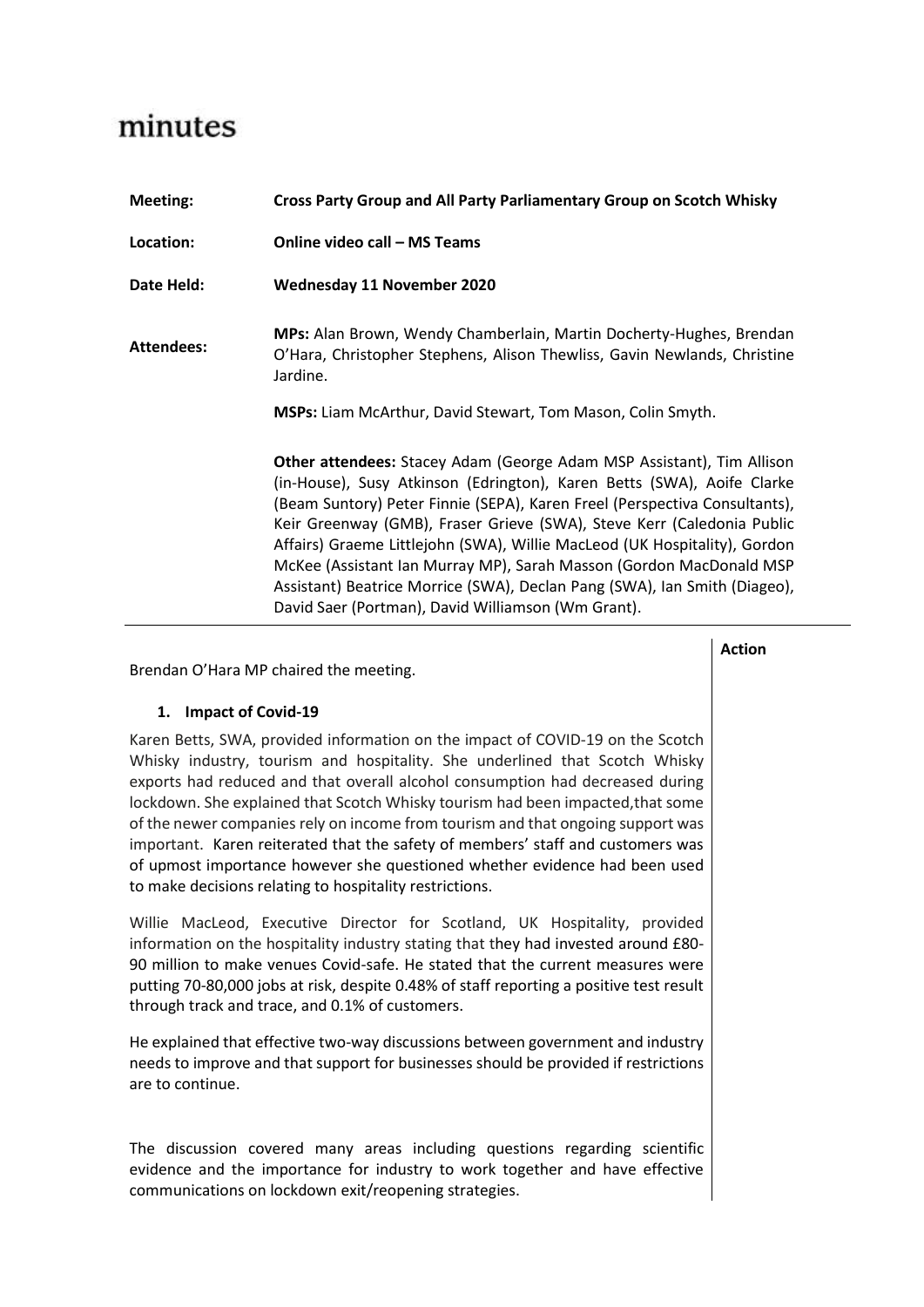# minutes

| | |
|---|---|
| **Meeting:** | **Cross Party Group and All Party Parliamentary Group on Scotch Whisky** |
| **Location:** | **Online video call – MS Teams** |
| **Date Held:** | **Wednesday 11 November 2020** |
| **Attendees:** | **MPs:** Alan Brown, Wendy Chamberlain, Martin Docherty-Hughes, Brendan O'Hara, Christopher Stephens, Alison Thewliss, Gavin Newlands, Christine Jardine. |
| | **MSPs:** Liam McArthur, David Stewart, Tom Mason, Colin Smyth. |
| | **Other attendees:** Stacey Adam (George Adam MSP Assistant), Tim Allison (in-House), Susy Atkinson (Edrington), Karen Betts (SWA), Aoife Clarke (Beam Suntory) Peter Finnie (SEPA), Karen Freel (Perspectiva Consultants), Keir Greenway (GMB), Fraser Grieve (SWA), Steve Kerr (Caledonia Public Affairs) Graeme Littlejohn (SWA), Willie MacLeod (UK Hospitality), Gordon McKee (Assistant Ian Murray MP), Sarah Masson (Gordon MacDonald MSP Assistant) Beatrice Morrice (SWA), Declan Pang (SWA), Ian Smith (Diageo), David Saer (Portman), David Williamson (Wm Grant). |

**Action**

Brendan O'Hara MP chaired the meeting.

## 1. Impact of Covid-19

Karen Betts, SWA, provided information on the impact of COVID-19 on the Scotch Whisky industry, tourism and hospitality. She underlined that Scotch Whisky exports had reduced and that overall alcohol consumption had decreased during lockdown. She explained that Scotch Whisky tourism had been impacted,that some of the newer companies rely on income from tourism and that ongoing support was important. Karen reiterated that the safety of members' staff and customers was of upmost importance however she questioned whether evidence had been used to make decisions relating to hospitality restrictions.

Willie MacLeod, Executive Director for Scotland, UK Hospitality, provided information on the hospitality industry stating that they had invested around £80-90 million to make venues Covid-safe. He stated that the current measures were putting 70-80,000 jobs at risk, despite 0.48% of staff reporting a positive test result through track and trace, and 0.1% of customers.

He explained that effective two-way discussions between government and industry needs to improve and that support for businesses should be provided if restrictions are to continue.

The discussion covered many areas including questions regarding scientific evidence and the importance for industry to work together and have effective communications on lockdown exit/reopening strategies.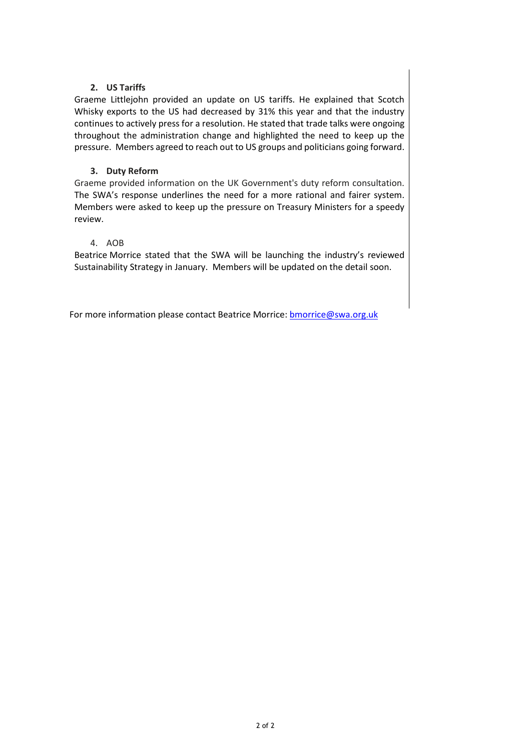## 2. US Tariffs

Graeme Littlejohn provided an update on US tariffs. He explained that Scotch Whisky exports to the US had decreased by 31% this year and that the industry continues to actively press for a resolution. He stated that trade talks were ongoing throughout the administration change and highlighted the need to keep up the pressure. Members agreed to reach out to US groups and politicians going forward.

## 3. Duty Reform

Graeme provided information on the UK Government's duty reform consultation. The SWA's response underlines the need for a more rational and fairer system. Members were asked to keep up the pressure on Treasury Ministers for a speedy review.

4. AOB

Beatrice Morrice stated that the SWA will be launching the industry's reviewed Sustainability Strategy in January. Members will be updated on the detail soon.

For more information please contact Beatrice Morrice: bmorrice@swa.org.uk